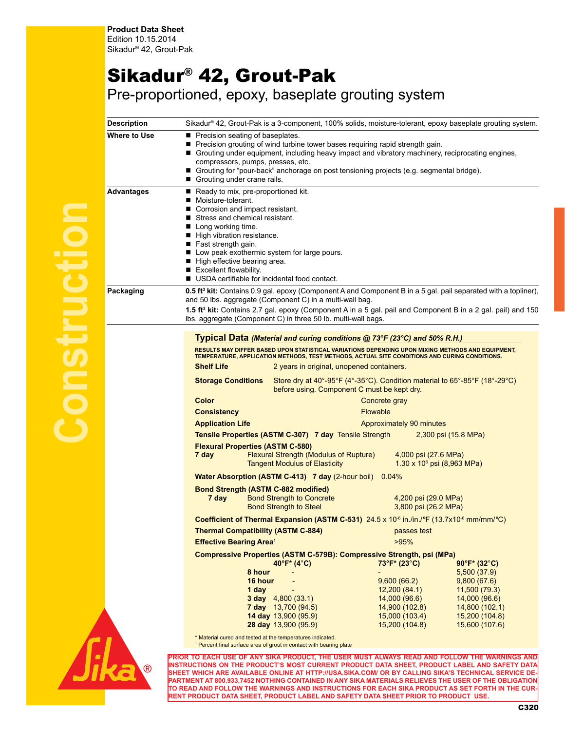**Product Data Sheet**
Edition 10.15.2014
Sikadur® 42, Grout-Pak

# Sikadur® 42, Grout-Pak

## Pre-proportioned, epoxy, baseplate grouting system

**Description**

Sikadur® 42, Grout-Pak is a 3-component, 100% solids, moisture-tolerant, epoxy baseplate grouting system.

**Where to Use**

- Precision seating of baseplates.
- Precision grouting of wind turbine tower bases requiring rapid strength gain.
- Grouting under equipment, including heavy impact and vibratory machinery, reciprocating engines, compressors, pumps, presses, etc.
- Grouting for "pour-back" anchorage on post tensioning projects (e.g. segmental bridge).
- Grouting under crane rails.

**Advantages**

- Ready to mix, pre-proportioned kit.
- Moisture-tolerant.
- Corrosion and impact resistant.
- Stress and chemical resistant.
- Long working time.
- High vibration resistance.
- Fast strength gain.
- Low peak exothermic system for large pours.
- High effective bearing area.
- Excellent flowability.
- USDA certifiable for incidental food contact.

**Packaging**

**0.5 ft³ kit:** Contains 0.9 gal. epoxy (Component A and Component B in a 5 gal. pail separated with a topliner), and 50 lbs. aggregate (Component C) in a multi-wall bag.

**1.5 ft³ kit:** Contains 2.7 gal. epoxy (Component A in a 5 gal. pail and Component B in a 2 gal. pail) and 150 lbs. aggregate (Component C) in three 50 lb. multi-wall bags.

### Typical Data *(Material and curing conditions @ 73°F (23°C) and 50% R.H.)*

**RESULTS MAY DIFFER BASED UPON STATISTICAL VARIATIONS DEPENDING UPON MIXING METHODS AND EQUIPMENT, TEMPERATURE, APPLICATION METHODS, TEST METHODS, ACTUAL SITE CONDITIONS AND CURING CONDITIONS.**

**Shelf Life** 2 years in original, unopened containers.

**Storage Conditions** Store dry at 40°-95°F (4°-35°C). Condition material to 65°-85°F (18°-29°C) before using. Component C must be kept dry.

**Color** Concrete gray

**Consistency** Flowable

**Application Life** Approximately 90 minutes

**Tensile Properties (ASTM C-307) 7 day** Tensile Strength 2,300 psi (15.8 MPa)

**Flexural Properties (ASTM C-580)**

| | | |
|---|---|---|
| **7 day** | Flexural Strength (Modulus of Rupture) | 4,000 psi (27.6 MPa) |
| | Tangent Modulus of Elasticity | 1.30 x $10^6$ psi (8,963 MPa) |

**Water Absorption (ASTM C-413) 7 day** (2-hour boil) 0.04%

**Bond Strength (ASTM C-882 modified)**

| | | |
|---|---|---|
| **7 day** | Bond Strength to Concrete | 4,200 psi (29.0 MPa) |
| | Bond Strength to Steel | 3,800 psi (26.2 MPa) |

**Coefficient of Thermal Expansion (ASTM C-531)** 24.5 x $10^{-6}$ in./in./°F (13.7x$10^{-6}$ mm/mm/°C)

**Thermal Compatibility (ASTM C-884)** passes test

**Effective Bearing Area**[1] >95%

**Compressive Properties (ASTM C-579B): Compressive Strength, psi (MPa)**

| | 40°F* (4°C) | 73°F* (23°C) | 90°F* (32°C) |
|---|---|---|---|
| **8 hour** | - | - | 5,500 (37.9) |
| **16 hour** | - | 9,600 (66.2) | 9,800 (67.6) |
| **1 day** | - | 12,200 (84.1) | 11,500 (79.3) |
| **3 day** | 4,800 (33.1) | 14,000 (96.6) | 14,000 (96.6) |
| **7 day** | 13,700 (94.5) | 14,900 (102.8) | 14,800 (102.1) |
| **14 day** | 13,900 (95.9) | 15,000 (103.4) | 15,200 (104.8) |
| **28 day** | 13,900 (95.9) | 15,200 (104.8) | 15,600 (107.6) |

\* Material cured and tested at the temperatures indicated.
[1] Percent final surface area of grout in contact with bearing plate

**PRIOR TO EACH USE OF ANY SIKA PRODUCT, THE USER MUST ALWAYS READ AND FOLLOW THE WARNINGS AND INSTRUCTIONS ON THE PRODUCT'S MOST CURRENT PRODUCT DATA SHEET, PRODUCT LABEL AND SAFETY DATA SHEET WHICH ARE AVAILABLE ONLINE AT HTTP://USA.SIKA.COM/ OR BY CALLING SIKA'S TECHNICAL SERVICE DEPARTMENT AT 800.933.7452 NOTHING CONTAINED IN ANY SIKA MATERIALS RELIEVES THE USER OF THE OBLIGATION TO READ AND FOLLOW THE WARNINGS AND INSTRUCTIONS FOR EACH SIKA PRODUCT AS SET FORTH IN THE CURRENT PRODUCT DATA SHEET, PRODUCT LABEL AND SAFETY DATA SHEET PRIOR TO PRODUCT USE.**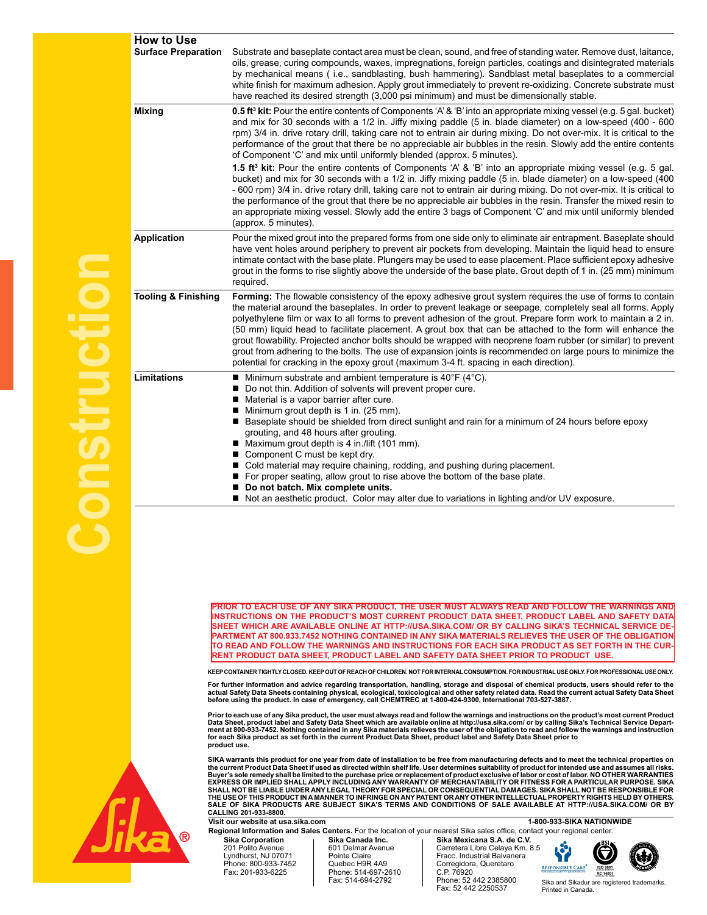## How to Use

| | |
|---|---|
| **Surface Preparation** | Substrate and baseplate contact area must be clean, sound, and free of standing water. Remove dust, laitance, oils, grease, curing compounds, waxes, impregnations, foreign particles, coatings and disintegrated materials by mechanical means ( i.e., sandblasting, bush hammering). Sandblast metal baseplates to a commercial white finish for maximum adhesion. Apply grout immediately to prevent re-oxidizing. Concrete substrate must have reached its desired strength (3,000 psi minimum) and must be dimensionally stable. |
| **Mixing** | **0.5 ft³ kit:** Pour the entire contents of Components 'A' & 'B' into an appropriate mixing vessel (e.g. 5 gal. bucket) and mix for 30 seconds with a 1/2 in. Jiffy mixing paddle (5 in. blade diameter) on a low-speed (400 - 600 rpm) 3/4 in. drive rotary drill, taking care not to entrain air during mixing. Do not over-mix. It is critical to the performance of the grout that there be no appreciable air bubbles in the resin. Slowly add the entire contents of Component 'C' and mix until uniformly blended (approx. 5 minutes).<br><br>**1.5 ft³ kit:** Pour the entire contents of Components 'A' & 'B' into an appropriate mixing vessel (e.g. 5 gal. bucket) and mix for 30 seconds with a 1/2 in. Jiffy mixing paddle (5 in. blade diameter) on a low-speed (400 - 600 rpm) 3/4 in. drive rotary drill, taking care not to entrain air during mixing. Do not over-mix. It is critical to the performance of the grout that there be no appreciable air bubbles in the resin. Transfer the mixed resin to an appropriate mixing vessel. Slowly add the entire 3 bags of Component 'C' and mix until uniformly blended (approx. 5 minutes). |
| **Application** | Pour the mixed grout into the prepared forms from one side only to eliminate air entrapment. Baseplate should have vent holes around periphery to prevent air pockets from developing. Maintain the liquid head to ensure intimate contact with the base plate. Plungers may be used to ease placement. Place sufficient epoxy adhesive grout in the forms to rise slightly above the underside of the base plate. Grout depth of 1 in. (25 mm) minimum required. |
| **Tooling & Finishing** | **Forming:** The flowable consistency of the epoxy adhesive grout system requires the use of forms to contain the material around the baseplates. In order to prevent leakage or seepage, completely seal all forms. Apply polyethylene film or wax to all forms to prevent adhesion of the grout. Prepare form work to maintain a 2 in. (50 mm) liquid head to facilitate placement. A grout box that can be attached to the form will enhance the grout flowability. Projected anchor bolts should be wrapped with neoprene foam rubber (or similar) to prevent grout from adhering to the bolts. The use of expansion joints is recommended on large pours to minimize the potential for cracking in the epoxy grout (maximum 3-4 ft. spacing in each direction). |
| **Limitations** | ■ Minimum substrate and ambient temperature is 40°F (4°C).<br>■ Do not thin. Addition of solvents will prevent proper cure.<br>■ Material is a vapor barrier after cure.<br>■ Minimum grout depth is 1 in. (25 mm).<br>■ Baseplate should be shielded from direct sunlight and rain for a minimum of 24 hours before epoxy grouting, and 48 hours after grouting.<br>■ Maximum grout depth is 4 in./lift (101 mm).<br>■ Component C must be kept dry.<br>■ Cold material may require chaining, rodding, and pushing during placement.<br>■ For proper seating, allow grout to rise above the bottom of the base plate.<br>■ **Do not batch. Mix complete units.**<br>■ Not an aesthetic product. Color may alter due to variations in lighting and/or UV exposure. |

**PRIOR TO EACH USE OF ANY SIKA PRODUCT, THE USER MUST ALWAYS READ AND FOLLOW THE WARNINGS AND INSTRUCTIONS ON THE PRODUCT'S MOST CURRENT PRODUCT DATA SHEET, PRODUCT LABEL AND SAFETY DATA SHEET WHICH ARE AVAILABLE ONLINE AT HTTP://USA.SIKA.COM/ OR BY CALLING SIKA'S TECHNICAL SERVICE DEPARTMENT AT 800.933.7452 NOTHING CONTAINED IN ANY SIKA MATERIALS RELIEVES THE USER OF THE OBLIGATION TO READ AND FOLLOW THE WARNINGS AND INSTRUCTIONS FOR EACH SIKA PRODUCT AS SET FORTH IN THE CURRENT PRODUCT DATA SHEET, PRODUCT LABEL AND SAFETY DATA SHEET PRIOR TO PRODUCT USE.**

**KEEP CONTAINER TIGHTLY CLOSED. KEEP OUT OF REACH OF CHILDREN. NOT FOR INTERNAL CONSUMPTION. FOR INDUSTRIAL USE ONLY. FOR PROFESSIONAL USE ONLY.**

**For further information and advice regarding transportation, handling, storage and disposal of chemical products, users should refer to the actual Safety Data Sheets containing physical, ecological, toxicological and other safety related data. Read the current actual Safety Data Sheet before using the product. In case of emergency, call CHEMTREC at 1-800-424-9300, International 703-527-3887.**

**Prior to each use of any Sika product, the user must always read and follow the warnings and instructions on the product's most current Product Data Sheet, product label and Safety Data Sheet which are available online at http://usa.sika.com/ or by calling Sika's Technical Service Department at 800-933-7452. Nothing contained in any Sika materials relieves the user of the obligation to read and follow the warnings and instruction for each Sika product as set forth in the current Product Data Sheet, product label and Safety Data Sheet prior to product use.**

**SIKA warrants this product for one year from date of installation to be free from manufacturing defects and to meet the technical properties on the current Product Data Sheet if used as directed within shelf life. User determines suitability of product for intended use and assumes all risks. Buyer's sole remedy shall be limited to the purchase price or replacement of product exclusive of labor or cost of labor. NO OTHER WARRANTIES EXPRESS OR IMPLIED SHALL APPLY INCLUDING ANY WARRANTY OF MERCHANTABILITY OR FITNESS FOR A PARTICULAR PURPOSE. SIKA SHALL NOT BE LIABLE UNDER ANY LEGAL THEORY FOR SPECIAL OR CONSEQUENTIAL DAMAGES. SIKA SHALL NOT BE RESPONSIBLE FOR THE USE OF THIS PRODUCT IN A MANNER TO INFRINGE ON ANY PATENT OR ANY OTHER INTELLECTUAL PROPERTY RIGHTS HELD BY OTHERS. SALE OF SIKA PRODUCTS ARE SUBJECT SIKA'S TERMS AND CONDITIONS OF SALE AVAILABLE AT HTTP://USA.SIKA.COM/ OR BY CALLING 201-933-8800.**

**Visit our website at usa.sika.com** **1-800-933-SIKA NATIONWIDE**

**Regional Information and Sales Centers.** For the location of your nearest Sika sales office, contact your regional center.

**Sika Corporation**
201 Polito Avenue
Lyndhurst, NJ 07071
Phone: 800-933-7452
Fax: 201-933-6225

**Sika Canada Inc.**
601 Delmar Avenue
Pointe Claire
Quebec H9R 4A9
Phone: 514-697-2610
Fax: 514-694-2792

**Sika Mexicana S.A. de C.V.**
Carretera Libre Celaya Km. 8.5
Fracc. Industrial Balvanera
Corregidora, Queretaro
C.P. 76920
Phone: 52 442 2385800
Fax: 52 442 2250537

Sika and Sikadur are registered trademarks.
Printed in Canada.